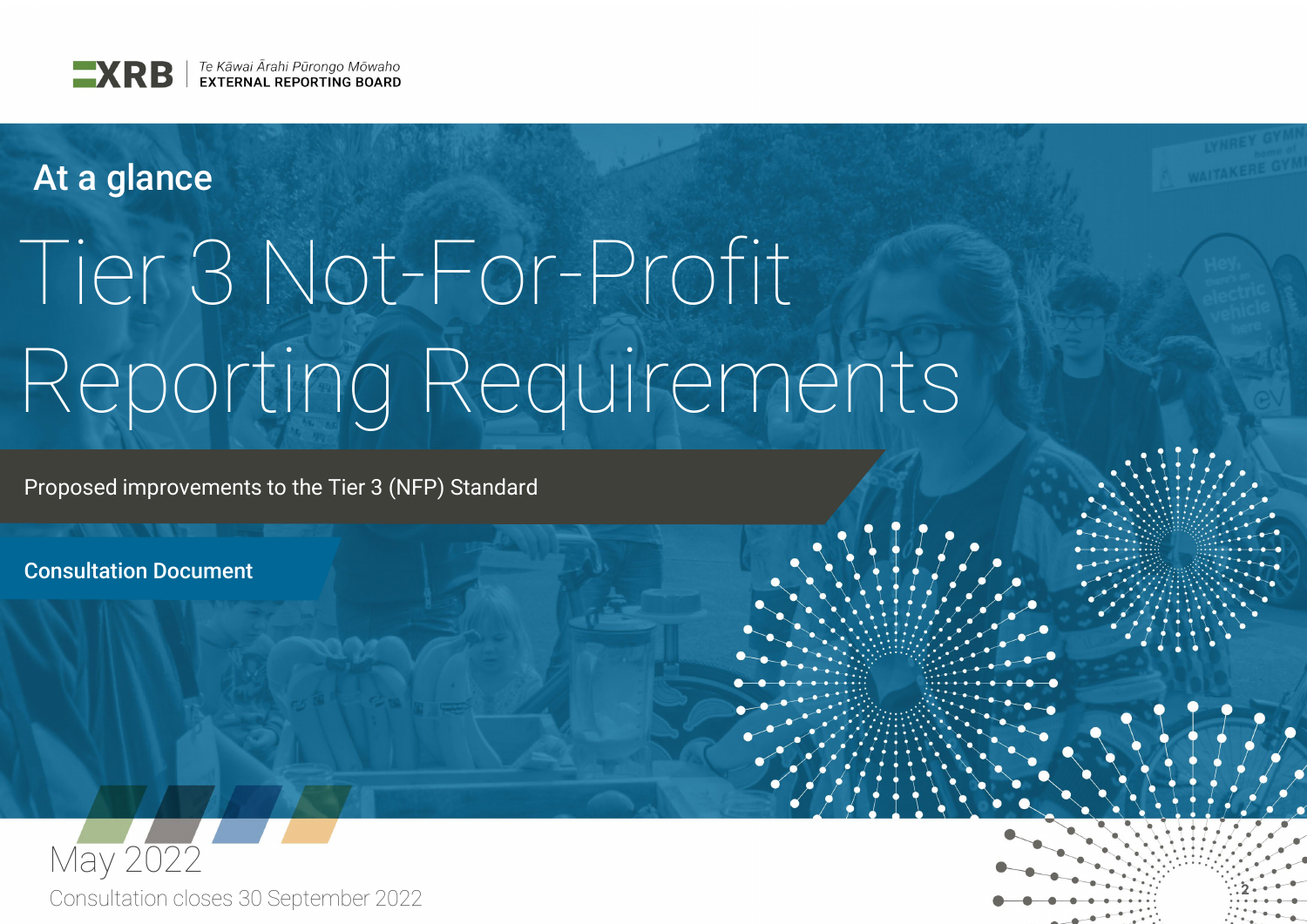XRB | Te Kāwai Ārahi Pūrongo Mōwaho
EXTERNAL REPORTING BOARD

## At a glance

# Tier 3 Not-For-Profit Reporting Requirements

Proposed improvements to the Tier 3 (NFP) Standard

**Consultation Document**

May 2022

Consultation closes 30 September 2022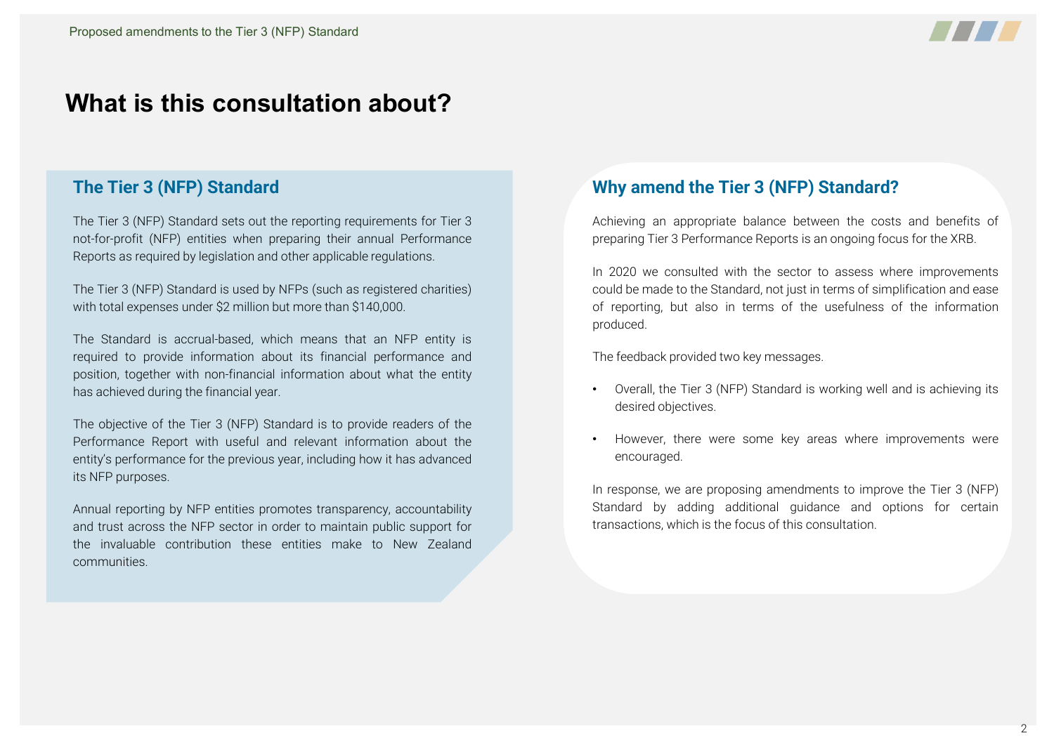# What is this consultation about?

## The Tier 3 (NFP) Standard

The Tier 3 (NFP) Standard sets out the reporting requirements for Tier 3 not-for-profit (NFP) entities when preparing their annual Performance Reports as required by legislation and other applicable regulations.

The Tier 3 (NFP) Standard is used by NFPs (such as registered charities) with total expenses under $2 million but more than $140,000.

The Standard is accrual-based, which means that an NFP entity is required to provide information about its financial performance and position, together with non-financial information about what the entity has achieved during the financial year.

The objective of the Tier 3 (NFP) Standard is to provide readers of the Performance Report with useful and relevant information about the entity's performance for the previous year, including how it has advanced its NFP purposes.

Annual reporting by NFP entities promotes transparency, accountability and trust across the NFP sector in order to maintain public support for the invaluable contribution these entities make to New Zealand communities.

## Why amend the Tier 3 (NFP) Standard?

Achieving an appropriate balance between the costs and benefits of preparing Tier 3 Performance Reports is an ongoing focus for the XRB.

In 2020 we consulted with the sector to assess where improvements could be made to the Standard, not just in terms of simplification and ease of reporting, but also in terms of the usefulness of the information produced.

The feedback provided two key messages.

- Overall, the Tier 3 (NFP) Standard is working well and is achieving its desired objectives.
- However, there were some key areas where improvements were encouraged.

In response, we are proposing amendments to improve the Tier 3 (NFP) Standard by adding additional guidance and options for certain transactions, which is the focus of this consultation.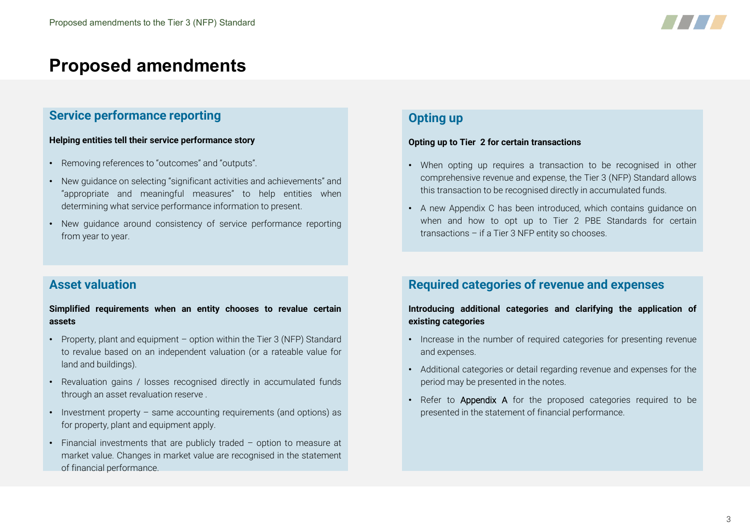# Proposed amendments

## Service performance reporting

**Helping entities tell their service performance story**

- Removing references to "outcomes" and "outputs".
- New guidance on selecting "significant activities and achievements" and "appropriate and meaningful measures" to help entities when determining what service performance information to present.
- New guidance around consistency of service performance reporting from year to year.

## Asset valuation

**Simplified requirements when an entity chooses to revalue certain assets**

- Property, plant and equipment – option within the Tier 3 (NFP) Standard to revalue based on an independent valuation (or a rateable value for land and buildings).
- Revaluation gains / losses recognised directly in accumulated funds through an asset revaluation reserve .
- Investment property – same accounting requirements (and options) as for property, plant and equipment apply.
- Financial investments that are publicly traded – option to measure at market value. Changes in market value are recognised in the statement of financial performance.

## Opting up

**Opting up to Tier 2 for certain transactions**

- When opting up requires a transaction to be recognised in other comprehensive revenue and expense, the Tier 3 (NFP) Standard allows this transaction to be recognised directly in accumulated funds.
- A new Appendix C has been introduced, which contains guidance on when and how to opt up to Tier 2 PBE Standards for certain transactions – if a Tier 3 NFP entity so chooses.

## Required categories of revenue and expenses

**Introducing additional categories and clarifying the application of existing categories**

- Increase in the number of required categories for presenting revenue and expenses.
- Additional categories or detail regarding revenue and expenses for the period may be presented in the notes.
- Refer to Appendix A for the proposed categories required to be presented in the statement of financial performance.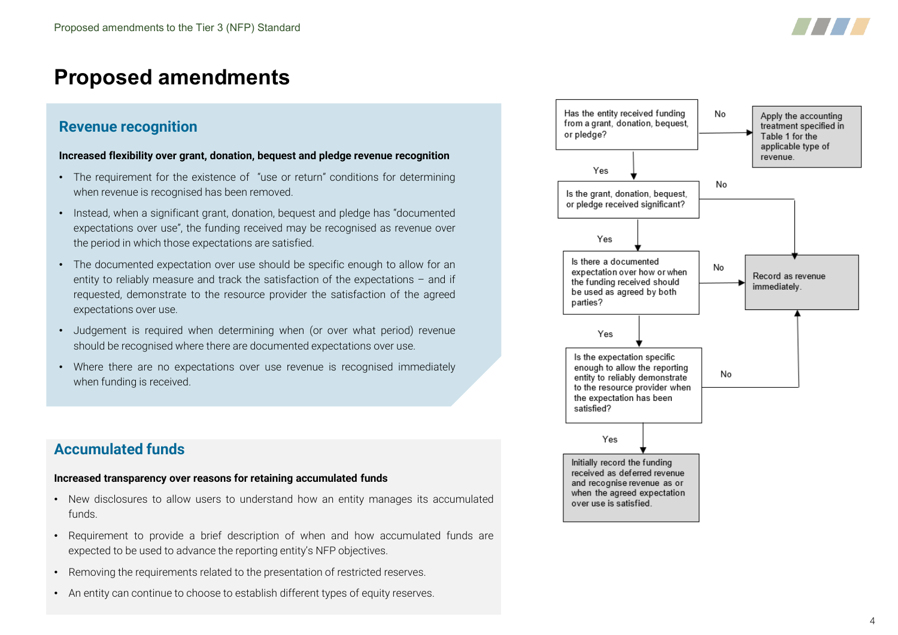# Proposed amendments

## Revenue recognition

**Increased flexibility over grant, donation, bequest and pledge revenue recognition**

- The requirement for the existence of "use or return" conditions for determining when revenue is recognised has been removed.
- Instead, when a significant grant, donation, bequest and pledge has "documented expectations over use", the funding received may be recognised as revenue over the period in which those expectations are satisfied.
- The documented expectation over use should be specific enough to allow for an entity to reliably measure and track the satisfaction of the expectations – and if requested, demonstrate to the resource provider the satisfaction of the agreed expectations over use.
- Judgement is required when determining when (or over what period) revenue should be recognised where there are documented expectations over use.
- Where there are no expectations over use revenue is recognised immediately when funding is received.

## Accumulated funds

**Increased transparency over reasons for retaining accumulated funds**

- New disclosures to allow users to understand how an entity manages its accumulated funds.
- Requirement to provide a brief description of when and how accumulated funds are expected to be used to advance the reporting entity's NFP objectives.
- Removing the requirements related to the presentation of restricted reserves.
- An entity can continue to choose to establish different types of equity reserves.

Has the entity received funding from a grant, donation, bequest, or pledge?

- No → Apply the accounting treatment specified in Table 1 for the applicable type of revenue.
- Yes → Is the grant, donation, bequest, or pledge received significant?
  - No → Record as revenue immediately.
  - Yes → Is there a documented expectation over how or when the funding received should be used as agreed by both parties?
    - No → Record as revenue immediately.
    - Yes → Is the expectation specific enough to allow the reporting entity to reliably demonstrate to the resource provider when the expectation has been satisfied?
      - No → Record as revenue immediately.
      - Yes → Initially record the funding received as deferred revenue and recognise revenue as or when the agreed expectation over use is satisfied.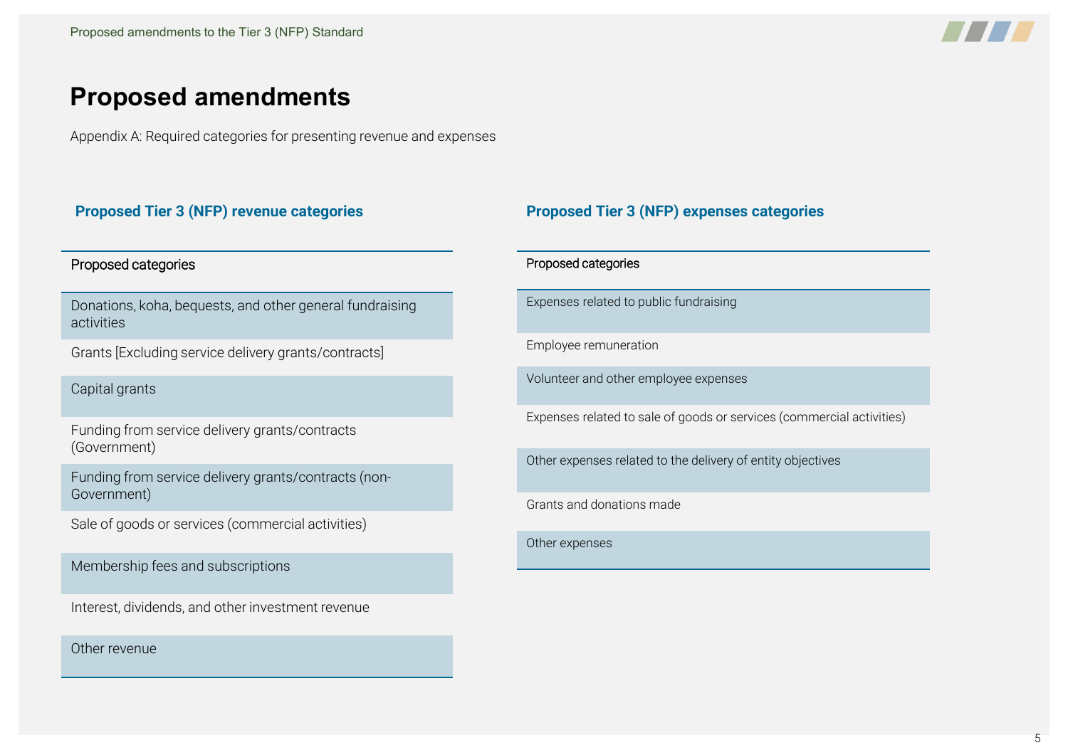# Proposed amendments

Appendix A: Required categories for presenting revenue and expenses

### Proposed Tier 3 (NFP) revenue categories

| Proposed categories |
| --- |
| Donations, koha, bequests, and other general fundraising activities |
| Grants [Excluding service delivery grants/contracts] |
| Capital grants |
| Funding from service delivery grants/contracts (Government) |
| Funding from service delivery grants/contracts (non-Government) |
| Sale of goods or services (commercial activities) |
| Membership fees and subscriptions |
| Interest, dividends, and other investment revenue |
| Other revenue |

### Proposed Tier 3 (NFP) expenses categories

| Proposed categories |
| --- |
| Expenses related to public fundraising |
| Employee remuneration |
| Volunteer and other employee expenses |
| Expenses related to sale of goods or services (commercial activities) |
| Other expenses related to the delivery of entity objectives |
| Grants and donations made |
| Other expenses |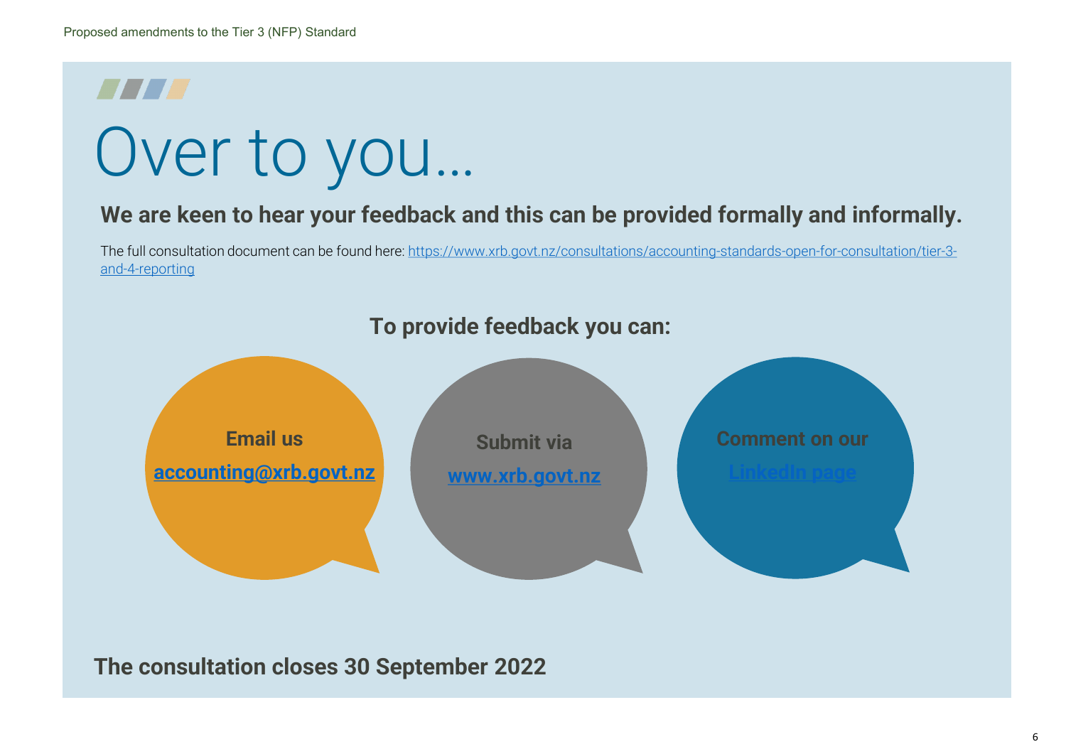# Over to you…

**We are keen to hear your feedback and this can be provided formally and informally.**

The full consultation document can be found here: https://www.xrb.govt.nz/consultations/accounting-standards-open-for-consultation/tier-3-and-4-reporting

## To provide feedback you can:

**Email us**
**accounting@xrb.govt.nz**

**Submit via**
**www.xrb.govt.nz**

**Comment on our**
**LinkedIn page**

**The consultation closes 30 September 2022**